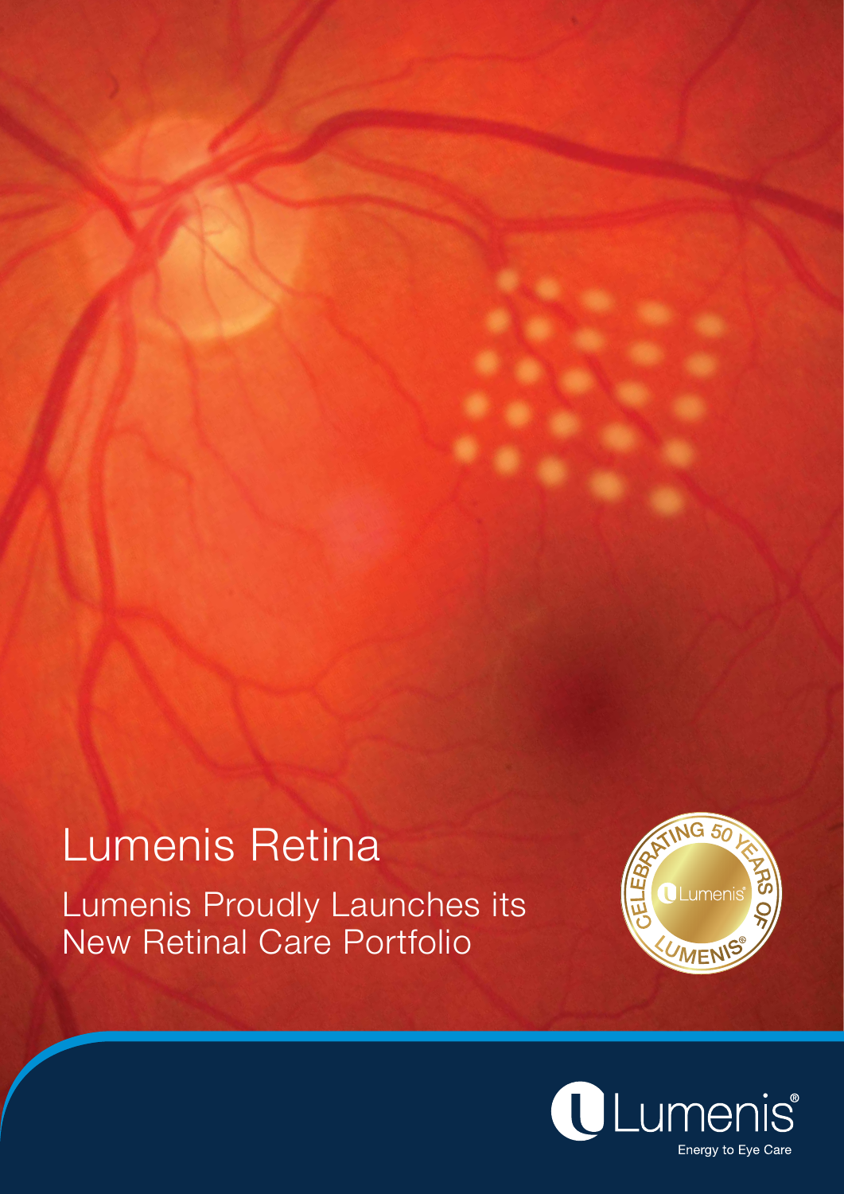# Lumenis Retina

## Lumenis Proudly Launches its New Retinal Care Portfolio

CELEBRATING 50 YEARS OF LUMENIS®

Lumenis®

Energy to Eye Care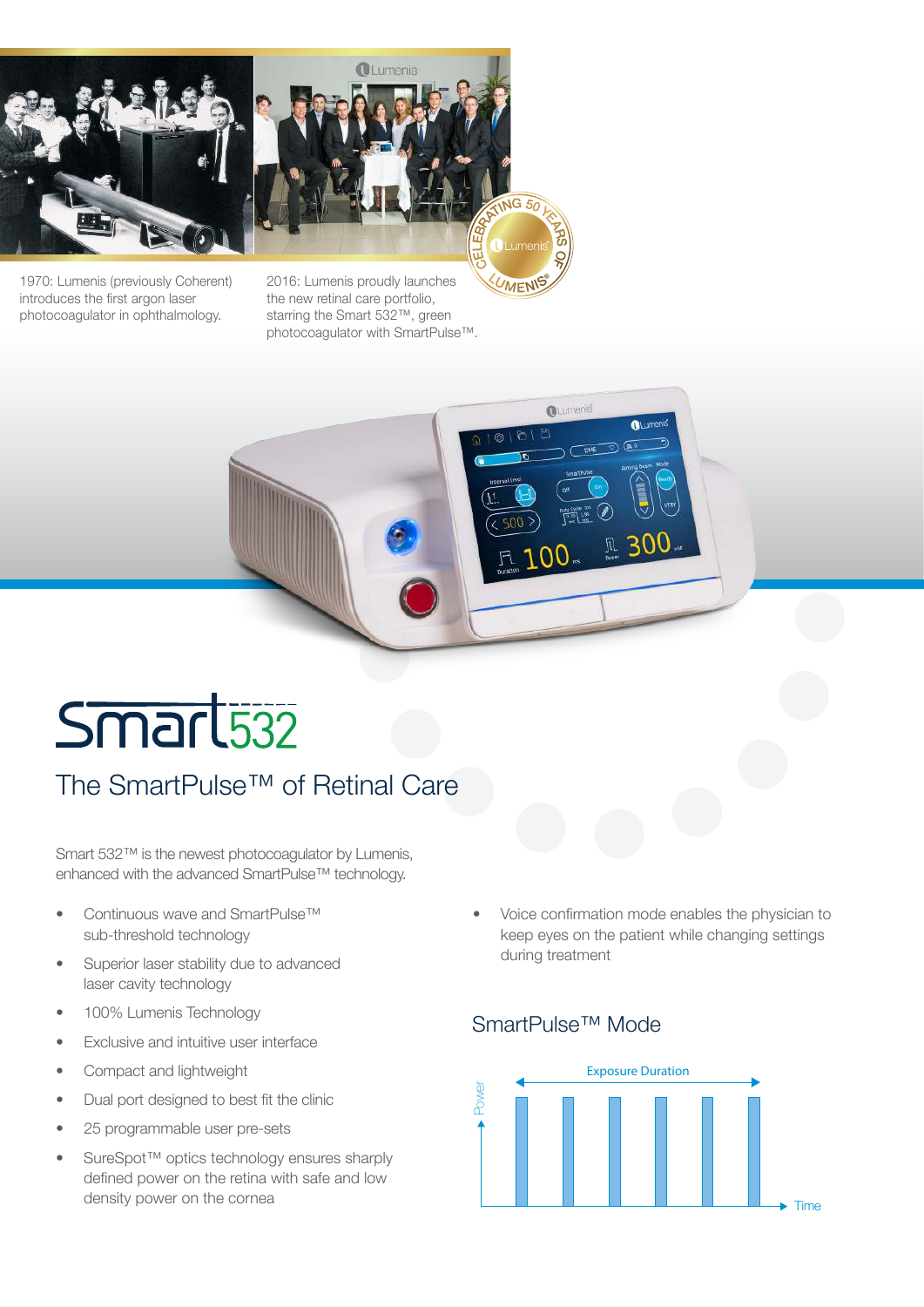1970: Lumenis (previously Coherent) introduces the first argon laser photocoagulator in ophthalmology.

2016: Lumenis proudly launches the new retinal care portfolio, starring the Smart 532™, green photocoagulator with SmartPulse™.

# Smart532

## The SmartPulse™ of Retinal Care

Smart 532™ is the newest photocoagulator by Lumenis, enhanced with the advanced SmartPulse™ technology.

- Continuous wave and SmartPulse™ sub-threshold technology
- Superior laser stability due to advanced laser cavity technology
- 100% Lumenis Technology
- Exclusive and intuitive user interface
- Compact and lightweight
- Dual port designed to best fit the clinic
- 25 programmable user pre-sets
- SureSpot™ optics technology ensures sharply defined power on the retina with safe and low density power on the cornea
- Voice confirmation mode enables the physician to keep eyes on the patient while changing settings during treatment

## SmartPulse™ Mode

Exposure Duration

Power

Time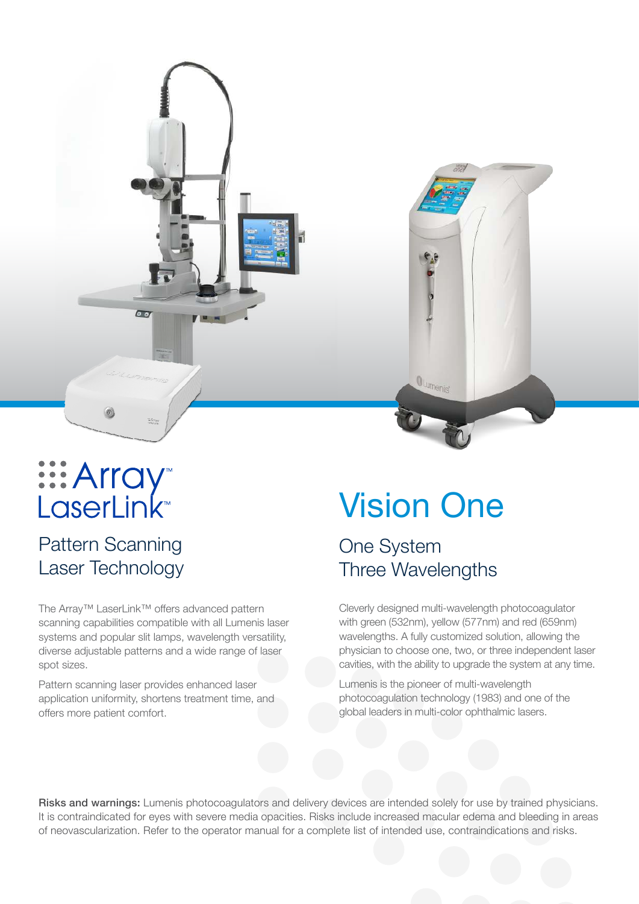# Array™ LaserLink™

## Pattern Scanning Laser Technology

The Array™ LaserLink™ offers advanced pattern scanning capabilities compatible with all Lumenis laser systems and popular slit lamps, wavelength versatility, diverse adjustable patterns and a wide range of laser spot sizes.

Pattern scanning laser provides enhanced laser application uniformity, shortens treatment time, and offers more patient comfort.

# Vision One

## One System Three Wavelengths

Cleverly designed multi-wavelength photocoagulator with green (532nm), yellow (577nm) and red (659nm) wavelengths. A fully customized solution, allowing the physician to choose one, two, or three independent laser cavities, with the ability to upgrade the system at any time.

Lumenis is the pioneer of multi-wavelength photocoagulation technology (1983) and one of the global leaders in multi-color ophthalmic lasers.

**Risks and warnings:** Lumenis photocoagulators and delivery devices are intended solely for use by trained physicians. It is contraindicated for eyes with severe media opacities. Risks include increased macular edema and bleeding in areas of neovascularization. Refer to the operator manual for a complete list of intended use, contraindications and risks.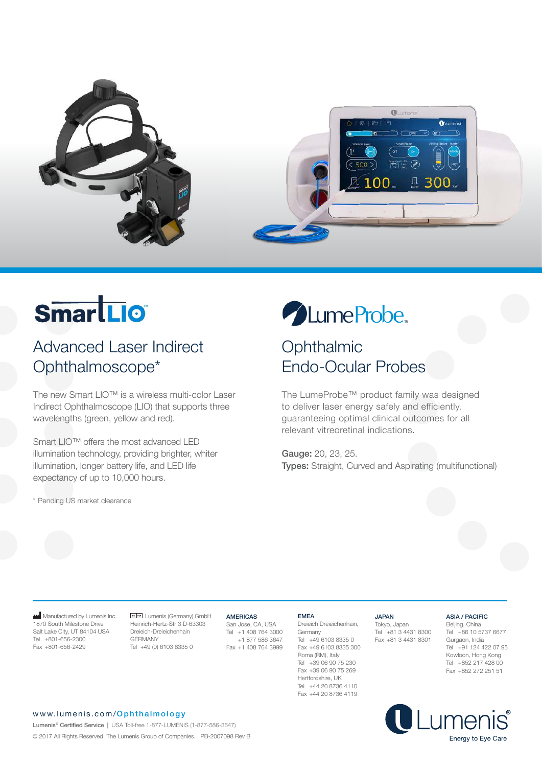# SmartLIO™

## Advanced Laser Indirect Ophthalmoscope*

The new Smart LIO™ is a wireless multi-color Laser Indirect Ophthalmoscope (LIO) that supports three wavelengths (green, yellow and red).

Smart LIO™ offers the most advanced LED illumination technology, providing brighter, whiter illumination, longer battery life, and LED life expectancy of up to 10,000 hours.

\* Pending US market clearance

# LumeProbe™

## Ophthalmic Endo-Ocular Probes

The LumeProbe™ product family was designed to deliver laser energy safely and efficiently, guaranteeing optimal clinical outcomes for all relevant vitreoretinal indications.

**Gauge:** 20, 23, 25.
**Types:** Straight, Curved and Aspirating (multifunctional)

---

Manufactured by Lumenis Inc.
1870 South Milestone Drive
Salt Lake City, UT 84104 USA
Tel +801-656-2300
Fax +801-656-2429

EC REP Lumenis (Germany) GmbH
Heinrich-Hertz-Str 3 D-63303
Dreieich-Dreieichenhain
GERMANY
Tel +49 (0) 6103 8335 0

**AMERICAS**
San Jose, CA, USA
Tel +1 408 764 3000
+1 877 586 3647
Fax +1 408 764 3999

**EMEA**
Dreieich Dreieichenhain, Germany
Tel +49 6103 8335 0
Fax +49 6103 8335 300
Roma (RM), Italy
Tel +39 06 90 75 230
Fax +39 06 90 75 269
Hertfordshire, UK
Tel +44 20 8736 4110
Fax +44 20 8736 4119

**JAPAN**
Tokyo, Japan
Tel +81 3 4431 8300
Fax +81 3 4431 8301

**ASIA / PACIFIC**
Beijing, China
Tel +86 10 5737 6677
Gurgaon, India
Tel +91 124 422 07 95
Kowloon, Hong Kong
Tel +852 217 428 00
Fax +852 272 251 51

www.lumenis.com/Ophthalmology

Lumenis® Certified Service | USA Toll-free 1-877-LUMENIS (1-877-586-3647)

© 2017 All Rights Reserved. The Lumenis Group of Companies. PB-2007098 Rev B

Lumenis®
Energy to Eye Care